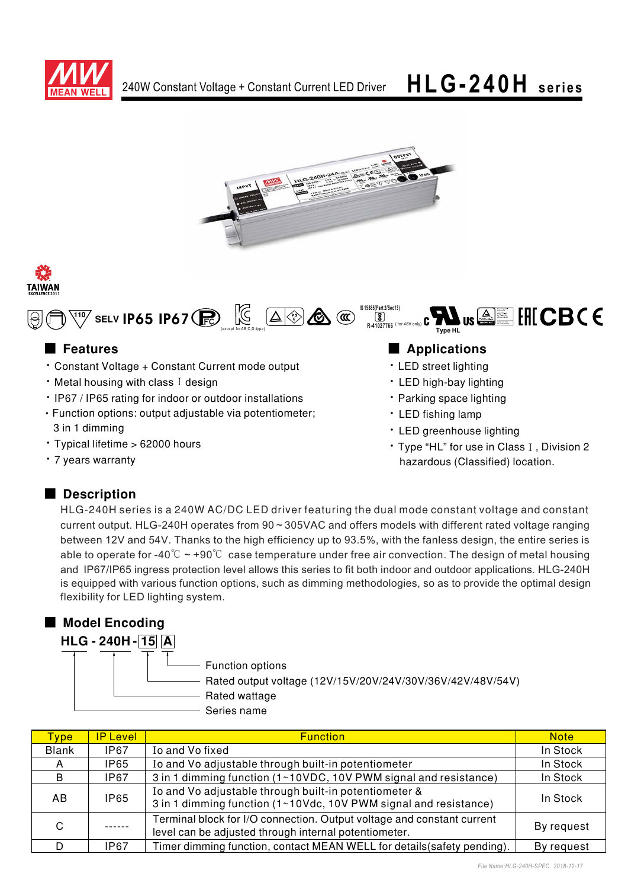# 240W Constant Voltage + Constant Current LED Driver **HLG-240H series**

SELV IP65 IP67

IS 15885(Part 2/Sec13) R-41027766 (for 48V only)

Type HL

## Features

- Constant Voltage + Constant Current mode output
- Metal housing with class Ⅰ design
- IP67 / IP65 rating for indoor or outdoor installations
- Function options: output adjustable via potentiometer; 3 in 1 dimming
- Typical lifetime > 62000 hours
- 7 years warranty

## Applications

- LED street lighting
- LED high-bay lighting
- Parking space lighting
- LED fishing lamp
- LED greenhouse lighting
- Type "HL" for use in Class Ⅰ, Division 2 hazardous (Classified) location.

## Description

HLG-240H series is a 240W AC/DC LED driver featuring the dual mode constant voltage and constant current output. HLG-240H operates from 90 ~ 305VAC and offers models with different rated voltage ranging between 12V and 54V. Thanks to the high efficiency up to 93.5%, with the fanless design, the entire series is able to operate for -40℃ ~ +90℃ case temperature under free air convection. The design of metal housing and IP67/IP65 ingress protection level allows this series to fit both indoor and outdoor applications. HLG-240H is equipped with various function options, such as dimming methodologies, so as to provide the optimal design flexibility for LED lighting system.

## Model Encoding

**HLG - 240H - 15 A**

- A: Function options
- 15: Rated output voltage (12V/15V/20V/24V/30V/36V/42V/48V/54V)
- 240H: Rated wattage
- HLG: Series name

| Type | IP Level | Function | Note |
|---|---|---|---|
| Blank | IP67 | Io and Vo fixed | In Stock |
| A | IP65 | Io and Vo adjustable through built-in potentiometer | In Stock |
| B | IP67 | 3 in 1 dimming function (1~10VDC, 10V PWM signal and resistance) | In Stock |
| AB | IP65 | Io and Vo adjustable through built-in potentiometer & 3 in 1 dimming function (1~10Vdc, 10V PWM signal and resistance) | In Stock |
| C | ------ | Terminal block for I/O connection. Output voltage and constant current level can be adjusted through internal potentiometer. | By request |
| D | IP67 | Timer dimming function, contact MEAN WELL for details(safety pending). | By request |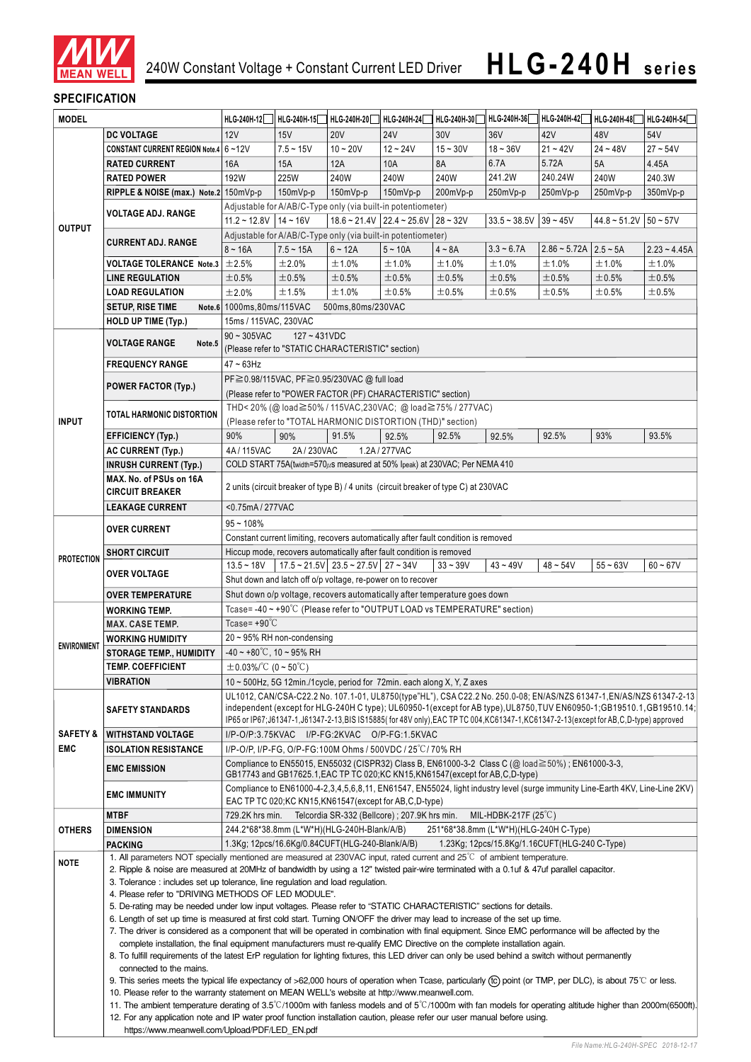240W Constant Voltage + Constant Current LED Driver **HLG-240H series**

## SPECIFICATION

| MODEL | | HLG-240H-12 | HLG-240H-15 | HLG-240H-20 | HLG-240H-24 | HLG-240H-30 | HLG-240H-36 | HLG-240H-42 | HLG-240H-48 | HLG-240H-54 |
|---|---|---|---|---|---|---|---|---|---|---|
| OUTPUT | DC VOLTAGE | 12V | 15V | 20V | 24V | 30V | 36V | 42V | 48V | 54V |
| | CONSTANT CURRENT REGION Note.4 | 6 ~12V | 7.5 ~ 15V | 10 ~ 20V | 12 ~ 24V | 15 ~ 30V | 18 ~ 36V | 21 ~ 42V | 24 ~ 48V | 27 ~ 54V |
| | RATED CURRENT | 16A | 15A | 12A | 10A | 8A | 6.7A | 5.72A | 5A | 4.45A |
| | RATED POWER | 192W | 225W | 240W | 240W | 240W | 241.2W | 240.24W | 240W | 240.3W |
| | RIPPLE & NOISE (max.) Note.2 | 150mVp-p | 150mVp-p | 150mVp-p | 150mVp-p | 200mVp-p | 250mVp-p | 250mVp-p | 250mVp-p | 350mVp-p |
| | VOLTAGE ADJ. RANGE | Adjustable for A/AB/C-Type only (via built-in potentiometer) | | | | | | | | |
| | | 11.2 ~ 12.8V | 14 ~ 16V | 18.6 ~ 21.4V | 22.4 ~ 25.6V | 28 ~ 32V | 33.5 ~ 38.5V | 39 ~ 45V | 44.8 ~ 51.2V | 50 ~ 57V |
| | CURRENT ADJ. RANGE | Adjustable for A/AB/C-Type only (via built-in potentiometer) | | | | | | | | |
| | | 8 ~ 16A | 7.5 ~ 15A | 6 ~ 12A | 5 ~ 10A | 4 ~ 8A | 3.3 ~ 6.7A | 2.86 ~ 5.72A | 2.5 ~ 5A | 2.23 ~ 4.45A |
| | VOLTAGE TOLERANCE Note.3 | ±2.5% | ±2.0% | ±1.0% | ±1.0% | ±1.0% | ±1.0% | ±1.0% | ±1.0% | ±1.0% |
| | LINE REGULATION | ±0.5% | ±0.5% | ±0.5% | ±0.5% | ±0.5% | ±0.5% | ±0.5% | ±0.5% | ±0.5% |
| | LOAD REGULATION | ±2.0% | ±1.5% | ±1.0% | ±0.5% | ±0.5% | ±0.5% | ±0.5% | ±0.5% | ±0.5% |
| | SETUP, RISE TIME Note.6 | 1000ms,80ms/115VAC 500ms,80ms/230VAC | | | | | | | | |
| | HOLD UP TIME (Typ.) | 15ms / 115VAC, 230VAC | | | | | | | | |
| INPUT | VOLTAGE RANGE Note.5 | 90 ~ 305VAC 127 ~ 431VDC (Please refer to "STATIC CHARACTERISTIC" section) | | | | | | | | |
| | FREQUENCY RANGE | 47 ~ 63Hz | | | | | | | | |
| | POWER FACTOR (Typ.) | PF≧0.98/115VAC, PF≧0.95/230VAC @ full load (Please refer to "POWER FACTOR (PF) CHARACTERISTIC" section) | | | | | | | | |
| | TOTAL HARMONIC DISTORTION | THD< 20% (@ load≧50% / 115VAC,230VAC; @ load≧75% / 277VAC) (Please refer to "TOTAL HARMONIC DISTORTION (THD)" section) | | | | | | | | |
| | EFFICIENCY (Typ.) | 90% | 90% | 91.5% | 92.5% | 92.5% | 92.5% | 92.5% | 93% | 93.5% |
| | AC CURRENT (Typ.) | 4A / 115VAC 2A / 230VAC 1.2A / 277VAC | | | | | | | | |
| | INRUSH CURRENT (Typ.) | COLD START 75A(twidth=570μs measured at 50% Ipeak) at 230VAC; Per NEMA 410 | | | | | | | | |
| | MAX. No. of PSUs on 16A CIRCUIT BREAKER | 2 units (circuit breaker of type B) / 4 units (circuit breaker of type C) at 230VAC | | | | | | | | |
| | LEAKAGE CURRENT | <0.75mA / 277VAC | | | | | | | | |
| PROTECTION | OVER CURRENT | 95 ~ 108% | | | | | | | | |
| | | Constant current limiting, recovers automatically after fault condition is removed | | | | | | | | |
| | SHORT CIRCUIT | Hiccup mode, recovers automatically after fault condition is removed | | | | | | | | |
| | OVER VOLTAGE | 13.5 ~ 18V | 17.5 ~ 21.5V | 23.5 ~ 27.5V | 27 ~ 34V | 33 ~ 39V | 43 ~ 49V | 48 ~ 54V | 55 ~ 63V | 60 ~ 67V |
| | | Shut down and latch off o/p voltage, re-power on to recover | | | | | | | | |
| | OVER TEMPERATURE | Shut down o/p voltage, recovers automatically after temperature goes down | | | | | | | | |
| ENVIRONMENT | WORKING TEMP. | Tcase= -40 ~ +90℃ (Please refer to "OUTPUT LOAD vs TEMPERATURE" section) | | | | | | | | |
| | MAX. CASE TEMP. | Tcase= +90℃ | | | | | | | | |
| | WORKING HUMIDITY | 20 ~ 95% RH non-condensing | | | | | | | | |
| | STORAGE TEMP., HUMIDITY | -40 ~ +80℃, 10 ~ 95% RH | | | | | | | | |
| | TEMP. COEFFICIENT | ±0.03%/℃ (0 ~ 50℃) | | | | | | | | |
| | VIBRATION | 10 ~ 500Hz, 5G 12min./1cycle, period for 72min. each along X, Y, Z axes | | | | | | | | |
| SAFETY & EMC | SAFETY STANDARDS | UL1012, CAN/CSA-C22.2 No. 107.1-01, UL8750(type"HL"), CSA C22.2 No. 250.0-08; EN/AS/NZS 61347-1,EN/AS/NZS 61347-2-13 independent (except for HLG-240H C type), UL60950-1(except for AB type),UL8750,TUV EN60950-1;GB19510.1,GB19510.14; IP65 or IP67;J61347-1,J61347-2-13,BIS IS15885( for 48V only),EAC TP TC 004,KC61347-1,KC61347-2-13(except for AB,C,D-type) approved | | | | | | | | |
| | WITHSTAND VOLTAGE | I/P-O/P:3.75KVAC I/P-FG:2KVAC O/P-FG:1.5KVAC | | | | | | | | |
| | ISOLATION RESISTANCE | I/P-O/P, I/P-FG, O/P-FG:100M Ohms / 500VDC / 25℃/ 70% RH | | | | | | | | |
| | EMC EMISSION | Compliance to EN55015, EN55032 (CISPR32) Class B, EN61000-3-2 Class C (@ load≧50%) ; EN61000-3-3, GB17743 and GB17625.1,EAC TP TC 020;KC KN15,KN61547(except for AB,C,D-type) | | | | | | | | |
| | EMC IMMUNITY | Compliance to EN61000-4-2,3,4,5,6,8,11, EN61547, EN55024, light industry level (surge immunity Line-Earth 4KV, Line-Line 2KV) EAC TP TC 020;KC KN15,KN61547(except for AB,C,D-type) | | | | | | | | |
| OTHERS | MTBF | 729.2K hrs min. Telcordia SR-332 (Bellcore) ; 207.9K hrs min. MIL-HDBK-217F (25℃) | | | | | | | | |
| | DIMENSION | 244.2*68*38.8mm (L*W*H)(HLG-240H-Blank/A/B) 251*68*38.8mm (L*W*H)(HLG-240H C-Type) | | | | | | | | |
| | PACKING | 1.3Kg; 12pcs/16.6Kg/0.84CUFT(HLG-240-Blank/A/B) 1.23Kg; 12pcs/15.8Kg/1.16CUFT(HLG-240 C-Type) | | | | | | | | |

**NOTE**

1. All parameters NOT specially mentioned are measured at 230VAC input, rated current and 25℃ of ambient temperature.
2. Ripple & noise are measured at 20MHz of bandwidth by using a 12" twisted pair-wire terminated with a 0.1uf & 47uf parallel capacitor.
3. Tolerance : includes set up tolerance, line regulation and load regulation.
4. Please refer to "DRIVING METHODS OF LED MODULE".
5. De-rating may be needed under low input voltages. Please refer to "STATIC CHARACTERISTIC" sections for details.
6. Length of set up time is measured at first cold start. Turning ON/OFF the driver may lead to increase of the set up time.
7. The driver is considered as a component that will be operated in combination with final equipment. Since EMC performance will be affected by the complete installation, the final equipment manufacturers must re-qualify EMC Directive on the complete installation again.
8. To fulfill requirements of the latest ErP regulation for lighting fixtures, this LED driver can only be used behind a switch without permanently connected to the mains.
9. This series meets the typical life expectancy of >62,000 hours of operation when Tcase, particularly (tc) point (or TMP, per DLC), is about 75℃ or less.
10. Please refer to the warranty statement on MEAN WELL's website at http://www.meanwell.com.
11. The ambient temperature derating of 3.5℃/1000m with fanless models and of 5℃/1000m with fan models for operating altitude higher than 2000m(6500ft).
12. For any application note and IP water proof function installation caution, please refer our user manual before using. https://www.meanwell.com/Upload/PDF/LED_EN.pdf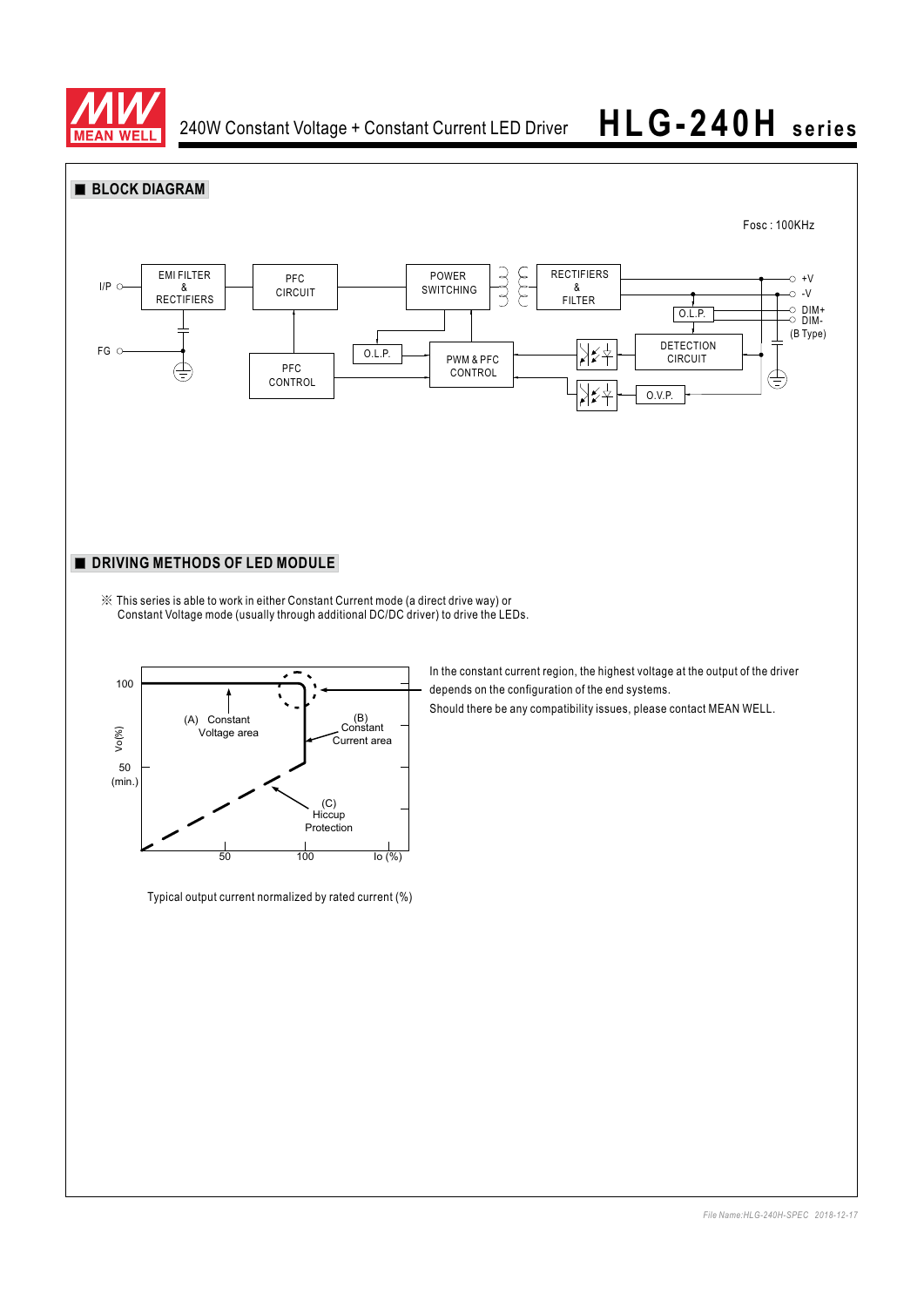## ■ BLOCK DIAGRAM

Fosc : 100KHz

I/P, FG, EMI FILTER & RECTIFIERS, PFC CIRCUIT, PFC CONTROL, POWER SWITCHING, O.L.P., PWM & PFC CONTROL, RECTIFIERS & FILTER, O.L.P., DETECTION CIRCUIT, O.V.P., +V, -V, DIM+, DIM- (B Type)

## ■ DRIVING METHODS OF LED MODULE

※ This series is able to work in either Constant Current mode (a direct drive way) or Constant Voltage mode (usually through additional DC/DC driver) to drive the LEDs.

Vo(%): 100, 50 (min.)

(A) Constant Voltage area

(B) Constant Current area

(C) Hiccup Protection

Io (%): 50, 100

Typical output current normalized by rated current (%)

In the constant current region, the highest voltage at the output of the driver depends on the configuration of the end systems.

Should there be any compatibility issues, please contact MEAN WELL.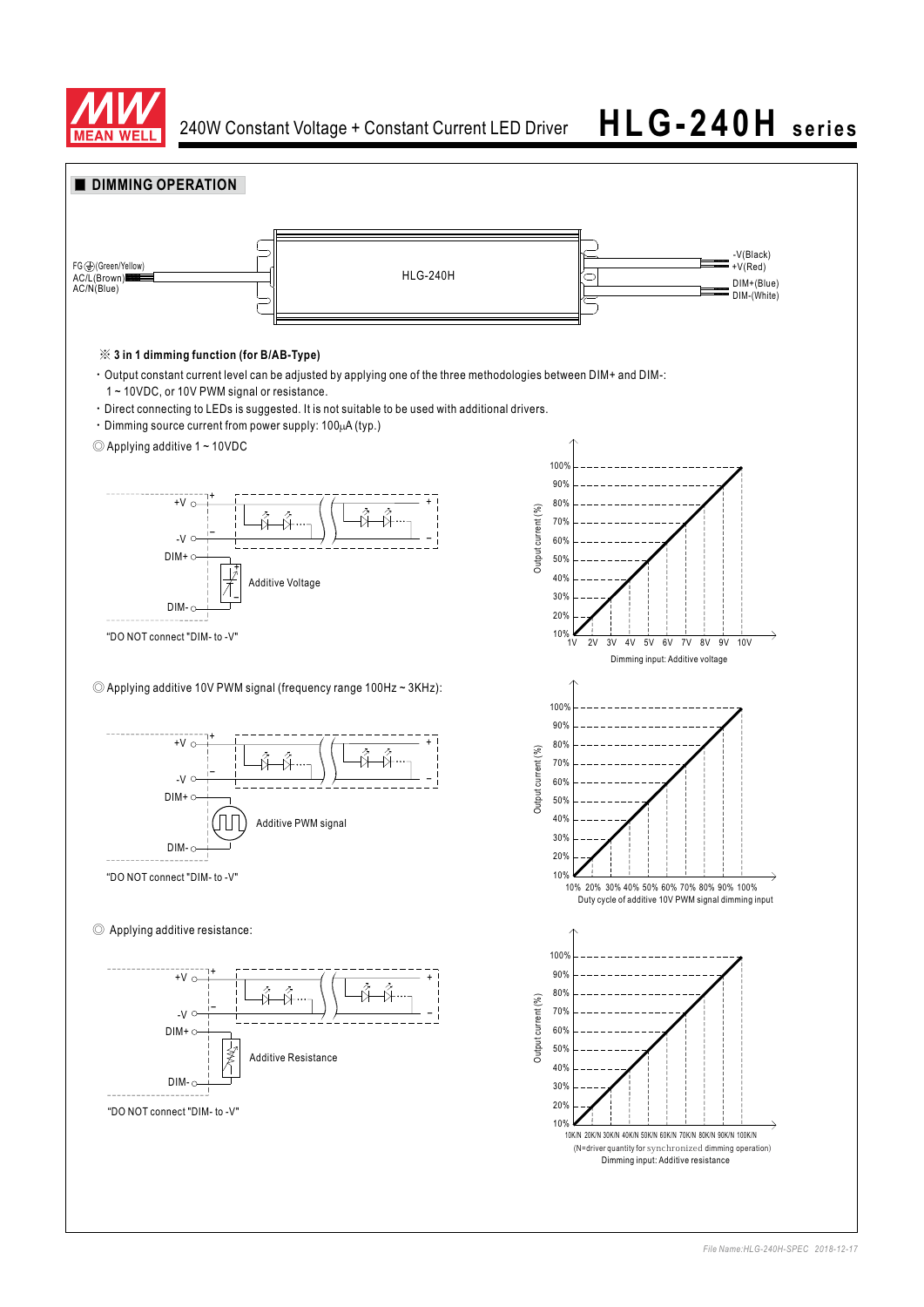## DIMMING OPERATION

FG⏚(Green/Yellow)
AC/L(Brown)
AC/N(Blue)

HLG-240H

-V(Black)
+V(Red)
DIM+(Blue)
DIM-(White)

※ **3 in 1 dimming function (for B/AB-Type)**

- Output constant current level can be adjusted by applying one of the three methodologies between DIM+ and DIM-: 1 ~ 10VDC, or 10V PWM signal or resistance.
- Direct connecting to LEDs is suggested. It is not suitable to be used with additional drivers.
- Dimming source current from power supply: 100μA (typ.)

◎ Applying additive 1 ~ 10VDC

+V, -V, DIM+, DIM-

Additive Voltage

"DO NOT connect "DIM- to -V"

Output current (%): 10%, 20%, 30%, 40%, 50%, 60%, 70%, 80%, 90%, 100%

1V 2V 3V 4V 5V 6V 7V 8V 9V 10V

Dimming input: Additive voltage

◎ Applying additive 10V PWM signal (frequency range 100Hz ~ 3KHz):

+V, -V, DIM+, DIM-

Additive PWM signal

"DO NOT connect "DIM- to -V"

Output current (%): 10%, 20%, 30%, 40%, 50%, 60%, 70%, 80%, 90%, 100%

10% 20% 30% 40% 50% 60% 70% 80% 90% 100%

Duty cycle of additive 10V PWM signal dimming input

◎ Applying additive resistance:

+V, -V, DIM+, DIM-

Additive Resistance

"DO NOT connect "DIM- to -V"

Output current (%): 10%, 20%, 30%, 40%, 50%, 60%, 70%, 80%, 90%, 100%

10K/N 20K/N 30K/N 40K/N 50K/N 60K/N 70K/N 80K/N 90K/N 100K/N

(N=driver quantity for synchronized dimming operation)

Dimming input: Additive resistance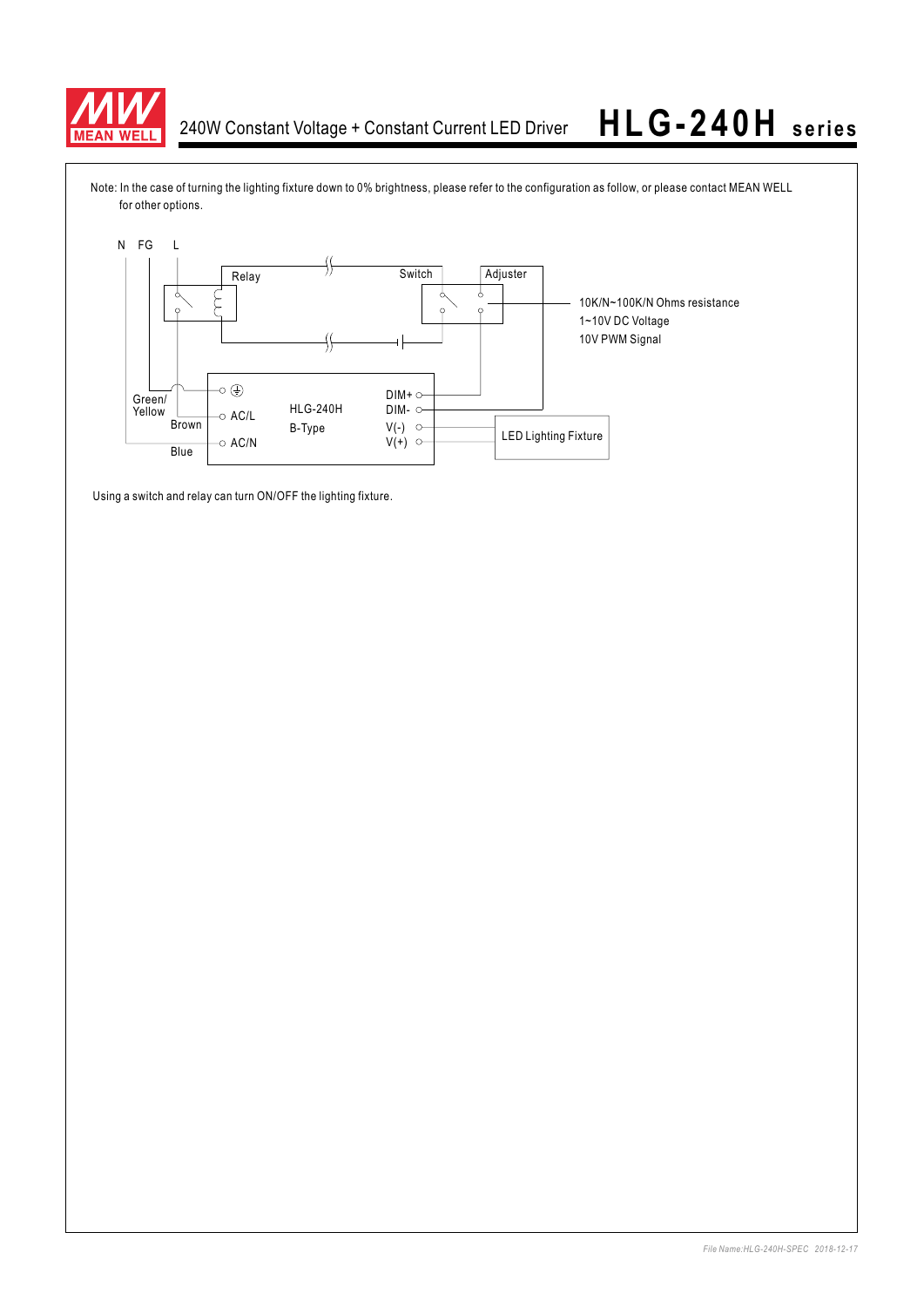Note: In the case of turning the lighting fixture down to 0% brightness, please refer to the configuration as follow, or please contact MEAN WELL for other options.

N FG L

Relay

Switch

Adjuster

10K/N~100K/N Ohms resistance
1~10V DC Voltage
10V PWM Signal

Green/ Yellow

Brown

Blue

AC/L

AC/N

HLG-240H
B-Type

DIM+
DIM-
V(-)
V(+)

LED Lighting Fixture

Using a switch and relay can turn ON/OFF the lighting fixture.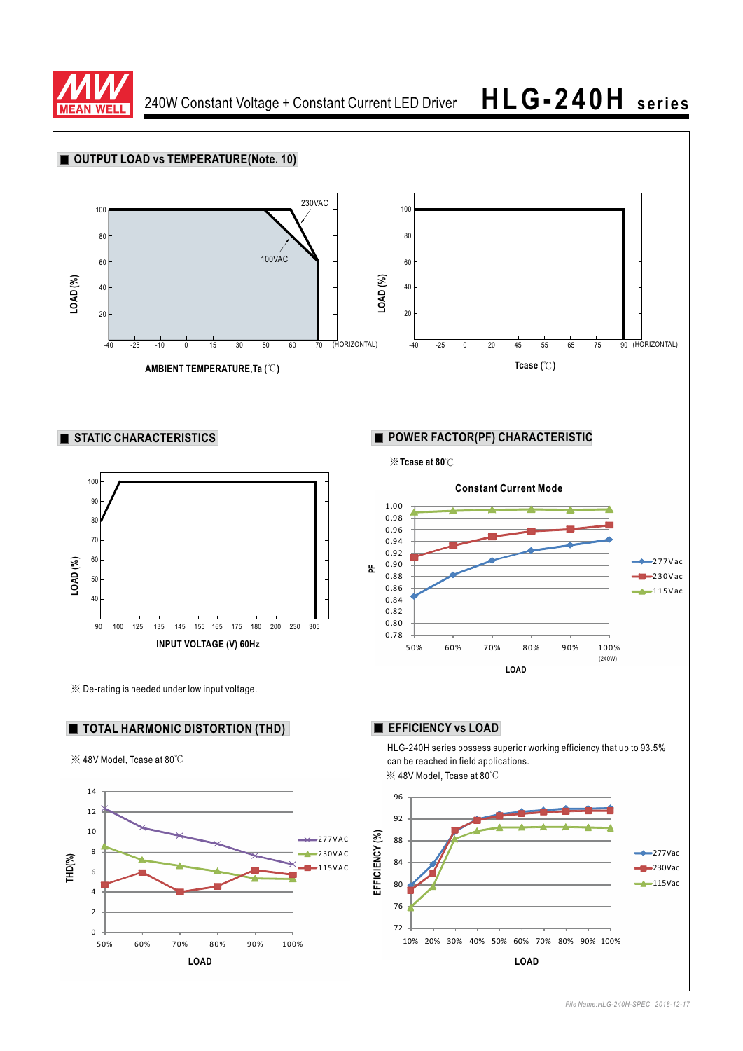240W Constant Voltage + Constant Current LED Driver **HLG-240H series**

## ■ OUTPUT LOAD vs TEMPERATURE(Note. 10)

LOAD (%)

230VAC

100VAC

AMBIENT TEMPERATURE,Ta (℃)

Tcase (℃)

## ■ STATIC CHARACTERISTICS

INPUT VOLTAGE (V) 60Hz

※ De-rating is needed under low input voltage.

## ■ POWER FACTOR(PF) CHARACTERISTIC

※Tcase at 80℃

Constant Current Mode

## ■ TOTAL HARMONIC DISTORTION (THD)

※ 48V Model, Tcase at 80℃

## ■ EFFICIENCY vs LOAD

HLG-240H series possess superior working efficiency that up to 93.5% can be reached in field applications.

※ 48V Model, Tcase at 80℃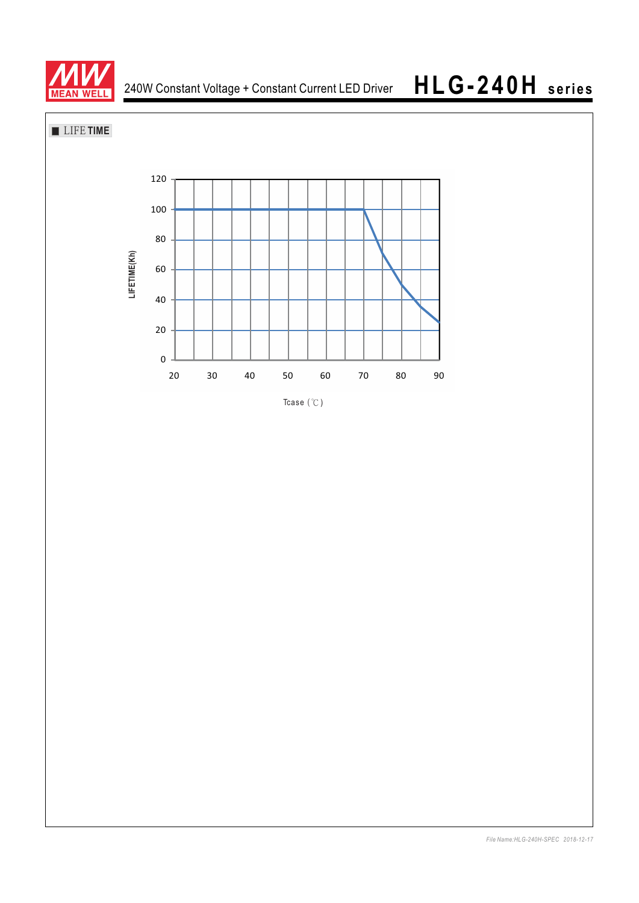■ LIFE TIME

LIFETIME(Kh)

120
100
80
60
40
20
0

20 30 40 50 60 70 80 90

Tcase (℃)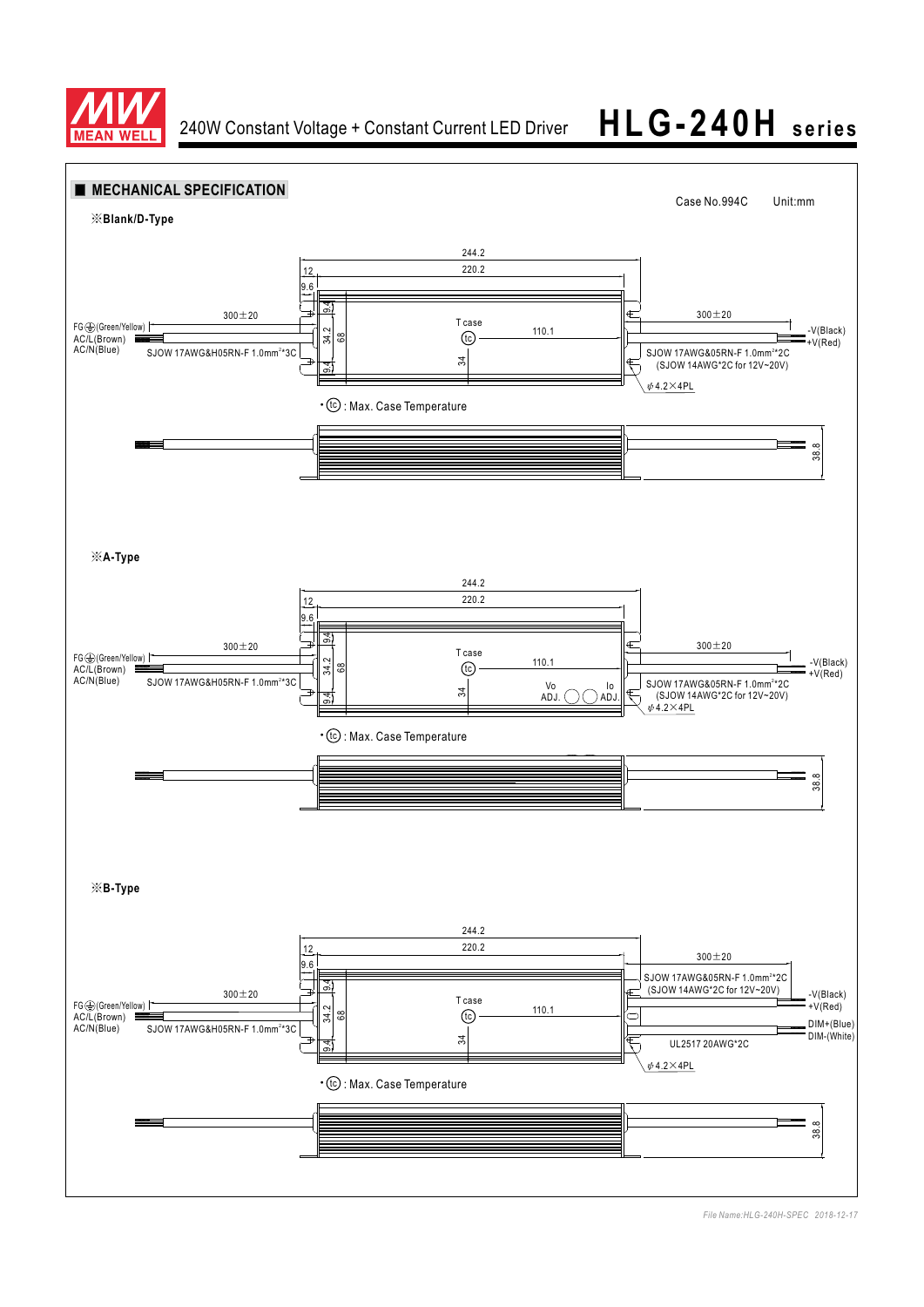## ■ MECHANICAL SPECIFICATION

Case No.994C Unit:mm

※Blank/D-Type

244.2
220.2
12
9.6
9.4
34.2
68
9.4
T case
tc
110.1
34
300±20
FG⏚(Green/Yellow)
AC/L(Brown)
AC/N(Blue)
SJOW 17AWG&H05RN-F 1.0mm²*3C
300±20
-V(Black)
+V(Red)
SJOW 17AWG&05RN-F 1.0mm²*2C
(SJOW 14AWG*2C for 12V~20V)
φ4.2×4PL

• tc : Max. Case Temperature

38.8

※A-Type

244.2
220.2
12
9.6
9.4
34.2
68
9.4
T case
tc
110.1
34
Vo ADJ.
Io ADJ.
300±20
FG⏚(Green/Yellow)
AC/L(Brown)
AC/N(Blue)
SJOW 17AWG&H05RN-F 1.0mm²*3C
300±20
-V(Black)
+V(Red)
SJOW 17AWG&05RN-F 1.0mm²*2C
(SJOW 14AWG*2C for 12V~20V)
φ4.2×4PL

• tc : Max. Case Temperature

38.8

※B-Type

244.2
220.2
12
9.6
9.4
34.2
68
9.4
T case
tc
110.1
34
300±20
FG⏚(Green/Yellow)
AC/L(Brown)
AC/N(Blue)
SJOW 17AWG&H05RN-F 1.0mm²*3C
300±20
SJOW 17AWG&05RN-F 1.0mm²*2C
(SJOW 14AWG*2C for 12V~20V)
-V(Black)
+V(Red)
DIM+(Blue)
DIM-(White)
UL2517 20AWG*2C
φ4.2×4PL

• tc : Max. Case Temperature

38.8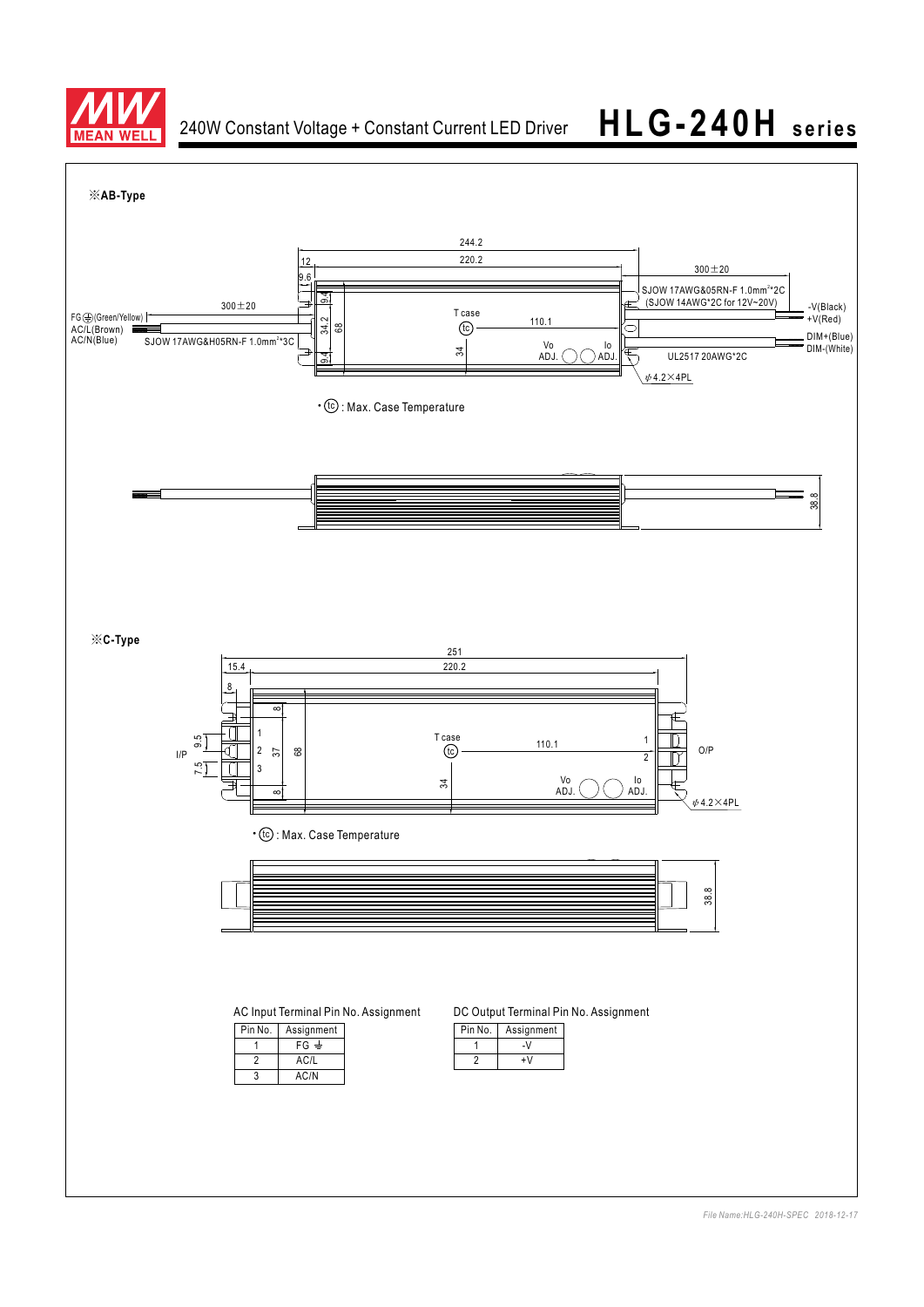# 240W Constant Voltage + Constant Current LED Driver — HLG-240H series

※AB-Type

244.2
12
220.2
9.6
300±20
9.4
34.2
68
9.4
FG ⏚(Green/Yellow)
AC/L(Brown)
AC/N(Blue)
SJOW 17AWG&H05RN-F 1.0mm²*3C
T case
tc
110.1
34
Vo ADJ.
Io ADJ.
300±20
SJOW 17AWG&05RN-F 1.0mm²*2C
(SJOW 14AWG*2C for 12V~20V)
-V(Black)
+V(Red)
DIM+(Blue)
DIM-(White)
UL2517 20AWG*2C
φ4.2×4PL

• tc : Max. Case Temperature

38.8

※C-Type

251
15.4
220.2
8
8
I/P
9.5
7.5
1
2
3
37
68
8
T case
tc
110.1
34
1
2
O/P
Vo ADJ.
Io ADJ.
φ4.2×4PL

• tc : Max. Case Temperature

38.8

AC Input Terminal Pin No. Assignment

| Pin No. | Assignment |
|---|---|
| 1 | FG ⏚ |
| 2 | AC/L |
| 3 | AC/N |

DC Output Terminal Pin No. Assignment

| Pin No. | Assignment |
|---|---|
| 1 | -V |
| 2 | +V |

File Name:HLG-240H-SPEC 2018-12-17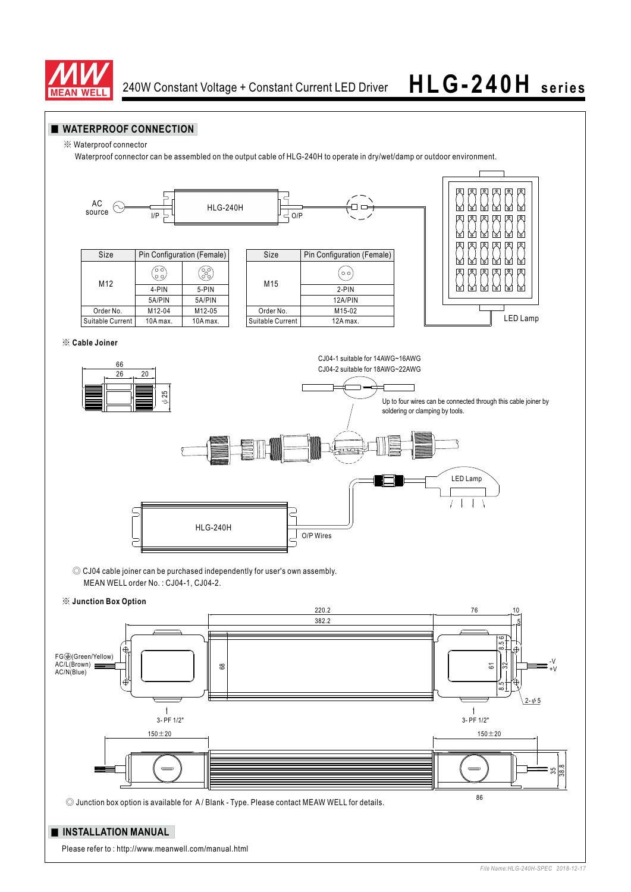## WATERPROOF CONNECTION

※ Waterproof connector

Waterproof connector can be assembled on the output cable of HLG-240H to operate in dry/wet/damp or outdoor environment.

AC source

I/P

HLG-240H

O/P

LED Lamp

| Size | Pin Configuration (Female) | |
|---|---|---|
| M12 | 4-PIN | 5-PIN |
| | 5A/PIN | 5A/PIN |
| Order No. | M12-04 | M12-05 |
| Suitable Current | 10A max. | 10A max. |

| Size | Pin Configuration (Female) |
|---|---|
| M15 | 2-PIN |
| | 12A/PIN |
| Order No. | M15-02 |
| Suitable Current | 12A max. |

※ **Cable Joiner**

66

26

20

φ 25

CJ04-1 suitable for 14AWG~16AWG

CJ04-2 suitable for 18AWG~22AWG

Up to four wires can be connected through this cable joiner by soldering or clamping by tools.

LED Lamp

HLG-240H

O/P Wires

◎ CJ04 cable joiner can be purchased independently for user's own assembly.

MEAN WELL order No. : CJ04-1, CJ04-2.

※ **Junction Box Option**

220.2

76

10

382.2

5

FG⏚(Green/Yellow)

AC/L(Brown)

AC/N(Blue)

68

8.5

6

61

32

8.5

-V

+V

2-φ5

3- PF 1/2"

3- PF 1/2"

150±20

150±20

35

38.8

86

◎ Junction box option is available for A / Blank - Type. Please contact MEAW WELL for details.

## INSTALLATION MANUAL

Please refer to : http://www.meanwell.com/manual.html